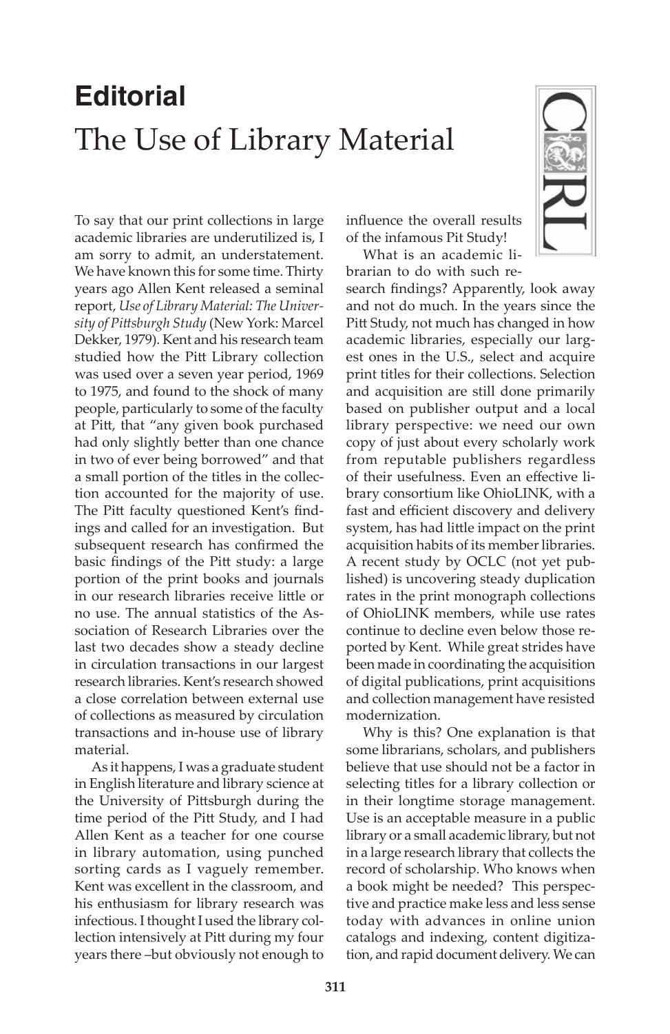# Editorial

# The Use of Library Material

To say that our print collections in large academic libraries are underutilized is, I am sorry to admit, an understatement. We have known this for some time. Thirty years ago Allen Kent released a seminal report, *Use of Library Material: The University of Pittsburgh Study* (New York: Marcel Dekker, 1979). Kent and his research team studied how the Pitt Library collection was used over a seven year period, 1969 to 1975, and found to the shock of many people, particularly to some of the faculty at Pitt, that "any given book purchased had only slightly better than one chance in two of ever being borrowed" and that a small portion of the titles in the collection accounted for the majority of use. The Pitt faculty questioned Kent's findings and called for an investigation. But subsequent research has confirmed the basic findings of the Pitt study: a large portion of the print books and journals in our research libraries receive little or no use. The annual statistics of the Association of Research Libraries over the last two decades show a steady decline in circulation transactions in our largest research libraries. Kent's research showed a close correlation between external use of collections as measured by circulation transactions and in-house use of library material.

As it happens, I was a graduate student in English literature and library science at the University of Pittsburgh during the time period of the Pitt Study, and I had Allen Kent as a teacher for one course in library automation, using punched sorting cards as I vaguely remember. Kent was excellent in the classroom, and his enthusiasm for library research was infectious. I thought I used the library collection intensively at Pitt during my four years there –but obviously not enough to influence the overall results of the infamous Pit Study!

What is an academic librarian to do with such research findings? Apparently, look away and not do much. In the years since the Pitt Study, not much has changed in how academic libraries, especially our largest ones in the U.S., select and acquire print titles for their collections. Selection and acquisition are still done primarily based on publisher output and a local library perspective: we need our own copy of just about every scholarly work from reputable publishers regardless of their usefulness. Even an effective library consortium like OhioLINK, with a fast and efficient discovery and delivery system, has had little impact on the print acquisition habits of its member libraries. A recent study by OCLC (not yet published) is uncovering steady duplication rates in the print monograph collections of OhioLINK members, while use rates continue to decline even below those reported by Kent. While great strides have been made in coordinating the acquisition of digital publications, print acquisitions and collection management have resisted modernization.

Why is this? One explanation is that some librarians, scholars, and publishers believe that use should not be a factor in selecting titles for a library collection or in their longtime storage management. Use is an acceptable measure in a public library or a small academic library, but not in a large research library that collects the record of scholarship. Who knows when a book might be needed? This perspective and practice make less and less sense today with advances in online union catalogs and indexing, content digitization, and rapid document delivery. We can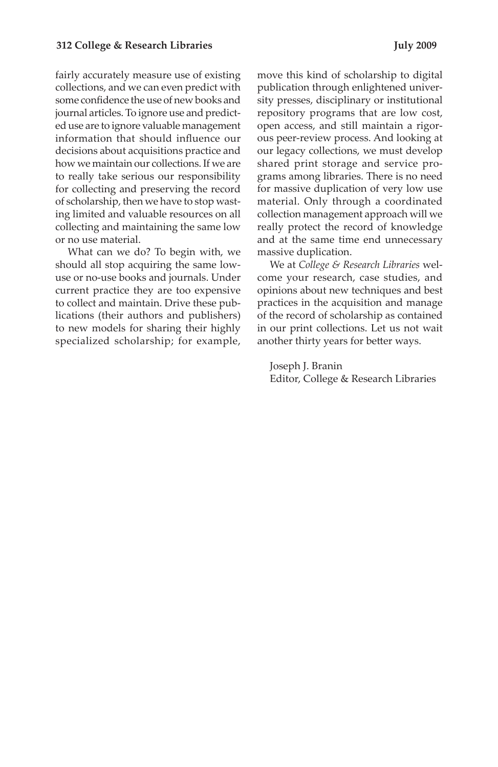fairly accurately measure use of existing collections, and we can even predict with some confidence the use of new books and journal articles. To ignore use and predicted use are to ignore valuable management information that should influence our decisions about acquisitions practice and how we maintain our collections. If we are to really take serious our responsibility for collecting and preserving the record of scholarship, then we have to stop wasting limited and valuable resources on all collecting and maintaining the same low or no use material.

What can we do? To begin with, we should all stop acquiring the same low-use or no-use books and journals. Under current practice they are too expensive to collect and maintain. Drive these publications (their authors and publishers) to new models for sharing their highly specialized scholarship; for example, move this kind of scholarship to digital publication through enlightened university presses, disciplinary or institutional repository programs that are low cost, open access, and still maintain a rigorous peer-review process. And looking at our legacy collections, we must develop shared print storage and service programs among libraries. There is no need for massive duplication of very low use material. Only through a coordinated collection management approach will we really protect the record of knowledge and at the same time end unnecessary massive duplication.

We at *College & Research Libraries* welcome your research, case studies, and opinions about new techniques and best practices in the acquisition and manage of the record of scholarship as contained in our print collections. Let us not wait another thirty years for better ways.

Joseph J. Branin
Editor, College & Research Libraries